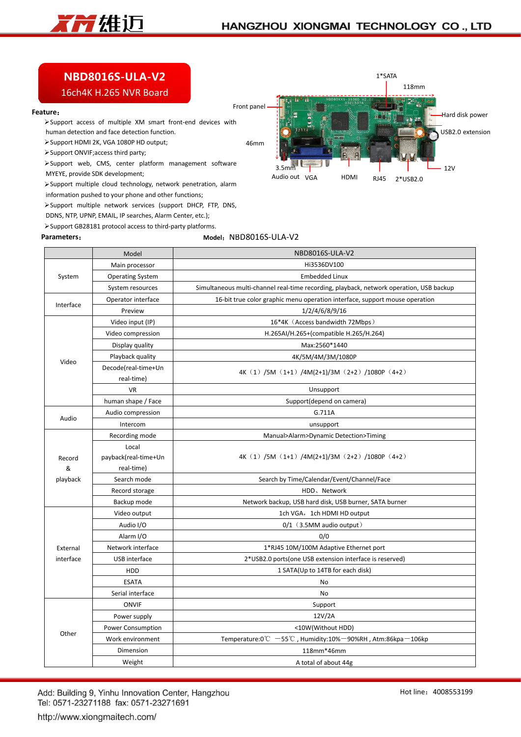# NBD8016S-ULA-V2

## 16ch4K H.265 NVR Board

**Feature：**

- Support access of multiple XM smart front-end devices with human detection and face detection function.
- Support HDMI 2K, VGA 1080P HD output;
- Support ONVIF;access third party;
- Support web, CMS, center platform management software MYEYE, provide SDK development;
- Support multiple cloud technology, network penetration, alarm information pushed to your phone and other functions;
- Support multiple network services (support DHCP, FTP, DNS, DDNS, NTP, UPNP, EMAIL, IP searches, Alarm Center, etc.);
- Support GB28181 protocol access to third-party platforms.

1*SATA
118mm
Front panel
Hard disk power
USB2.0 extension
46mm
12V
3.5mm Audio out
VGA
HDMI
RJ45
2*USB2.0

**Parameters：** **Model：** NBD8016S-ULA-V2

| | Model | NBD8016S-ULA-V2 |
|---|---|---|
| System | Main processor | Hi3536DV100 |
| | Operating System | Embedded Linux |
| | System resources | Simultaneous multi-channel real-time recording, playback, network operation, USB backup |
| Interface | Operator interface | 16-bit true color graphic menu operation interface, support mouse operation |
| | Preview | 1/2/4/6/8/9/16 |
| Video | Video input (IP) | 16*4K（Access bandwidth 72Mbps） |
| | Video compression | H.265AI/H.265+(compatible H.265/H.264) |
| | Display quality | Max:2560*1440 |
| | Playback quality | 4K/5M/4M/3M/1080P |
| | Decode(real-time+Unreal-time) | 4K（1）/5M（1+1）/4M(2+1)/3M（2+2）/1080P（4+2） |
| | VR | Unsupport |
| | human shape / Face | Support(depend on camera) |
| Audio | Audio compression | G.711A |
| | Intercom | unsupport |
| Record & playback | Recording mode | Manual>Alarm>Dynamic Detection>Timing |
| | Local payback(real-time+Unreal-time) | 4K（1）/5M（1+1）/4M(2+1)/3M（2+2）/1080P（4+2） |
| | Search mode | Search by Time/Calendar/Event/Channel/Face |
| | Record storage | HDD、Network |
| | Backup mode | Network backup, USB hard disk, USB burner, SATA burner |
| External interface | Video output | 1ch VGA，1ch HDMI HD output |
| | Audio I/O | 0/1（3.5MM audio output） |
| | Alarm I/O | 0/0 |
| | Network interface | 1*RJ45 10M/100M Adaptive Ethernet port |
| | USB interface | 2*USB2.0 ports(one USB extension interface is reserved) |
| | HDD | 1 SATA(Up to 14TB for each disk) |
| | ESATA | No |
| | Serial interface | No |
| Other | ONVIF | Support |
| | Power supply | 12V/2A |
| | Power Consumption | <10W(Without HDD) |
| | Work environment | Temperature:0℃ —55℃ , Humidity:10%—90%RH , Atm:86kpa—106kp |
| | Dimension | 118mm*46mm |
| | Weight | A total of about 44g |

Add: Building 9, Yinhu Innovation Center, Hangzhou
Tel: 0571-23271188 fax: 0571-23271691
http://www.xiongmaitech.com/

Hot line：4008553199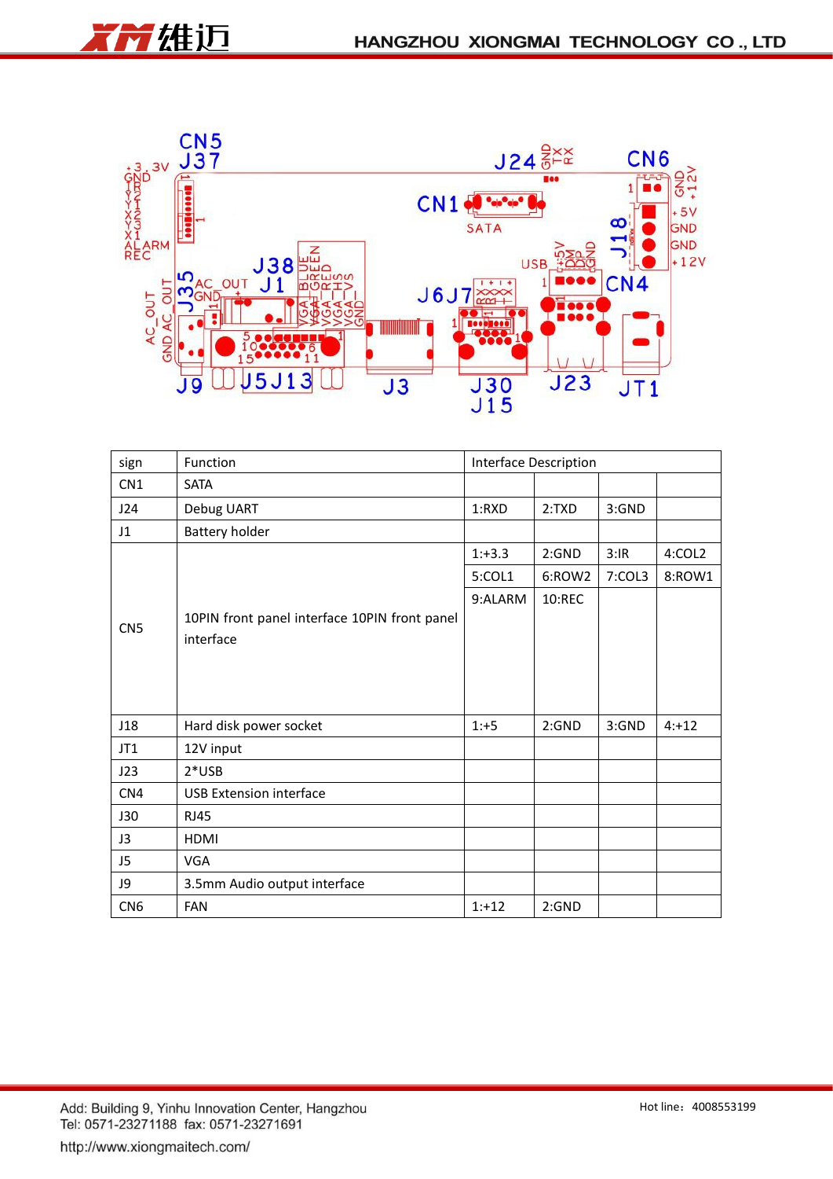CN5
J37
+3.3V
GND
IR
Y2
Y1
X2
Y3
X1
ALARM
REC

J24 GND TX RX
CN6
GND +12V
CN1
SATA
J18
+5V
GND
GND
+12V
USB +5V DM DP GND
CN4
J38
J1
BLUE GREEN RED
VGA_HS VGA_VS VGA_GND
J35 AC_OUT GND
AC_OUT GND AC_OUT
J6 J7
J9
J5 J13
J3
J30
J15
J23
JT1

| sign | Function | Interface Description | | | |
|---|---|---|---|---|---|
| CN1 | SATA | | | | |
| J24 | Debug UART | 1:RXD | 2:TXD | 3:GND | |
| J1 | Battery holder | | | | |
| CN5 | 10PIN front panel interface 10PIN front panel interface | 1:+3.3 | 2:GND | 3:IR | 4:COL2 |
| | | 5:COL1 | 6:ROW2 | 7:COL3 | 8:ROW1 |
| | | 9:ALARM | 10:REC | | |
| J18 | Hard disk power socket | 1:+5 | 2:GND | 3:GND | 4:+12 |
| JT1 | 12V input | | | | |
| J23 | 2*USB | | | | |
| CN4 | USB Extension interface | | | | |
| J30 | RJ45 | | | | |
| J3 | HDMI | | | | |
| J5 | VGA | | | | |
| J9 | 3.5mm Audio output interface | | | | |
| CN6 | FAN | 1:+12 | 2:GND | | |